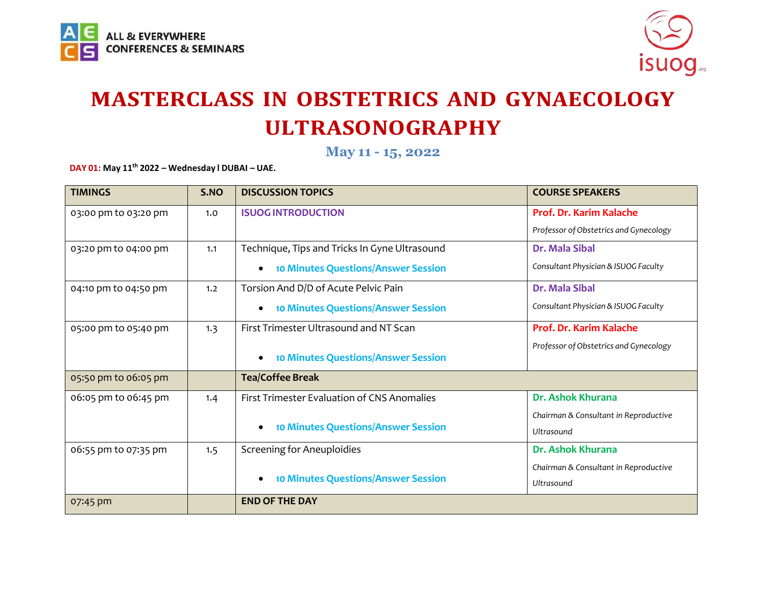ALL & EVERYWHERE CONFERENCES & SEMINARS

isuog

# MASTERCLASS IN OBSTETRICS AND GYNAECOLOGY ULTRASONOGRAPHY

## May 11 - 15, 2022

**DAY 01: May 11th 2022 – Wednesday I DUBAI – UAE.**

| TIMINGS | S.NO | DISCUSSION TOPICS | COURSE SPEAKERS |
|---|---|---|---|
| 03:00 pm to 03:20 pm | 1.0 | **ISUOG INTRODUCTION** | **Prof. Dr. Karim Kalache**<br>*Professor of Obstetrics and Gynecology* |
| 03:20 pm to 04:00 pm | 1.1 | Technique, Tips and Tricks In Gyne Ultrasound<br>• **10 Minutes Questions/Answer Session** | **Dr. Mala Sibal**<br>*Consultant Physician & ISUOG Faculty* |
| 04:10 pm to 04:50 pm | 1.2 | Torsion And D/D of Acute Pelvic Pain<br>• **10 Minutes Questions/Answer Session** | **Dr. Mala Sibal**<br>*Consultant Physician & ISUOG Faculty* |
| 05:00 pm to 05:40 pm | 1.3 | First Trimester Ultrasound and NT Scan<br>• **10 Minutes Questions/Answer Session** | **Prof. Dr. Karim Kalache**<br>*Professor of Obstetrics and Gynecology* |
| 05:50 pm to 06:05 pm | | **Tea/Coffee Break** | |
| 06:05 pm to 06:45 pm | 1.4 | First Trimester Evaluation of CNS Anomalies<br>• **10 Minutes Questions/Answer Session** | **Dr. Ashok Khurana**<br>*Chairman & Consultant in Reproductive Ultrasound* |
| 06:55 pm to 07:35 pm | 1.5 | Screening for Aneuploidies<br>• **10 Minutes Questions/Answer Session** | **Dr. Ashok Khurana**<br>*Chairman & Consultant in Reproductive Ultrasound* |
| 07:45 pm | | **END OF THE DAY** | |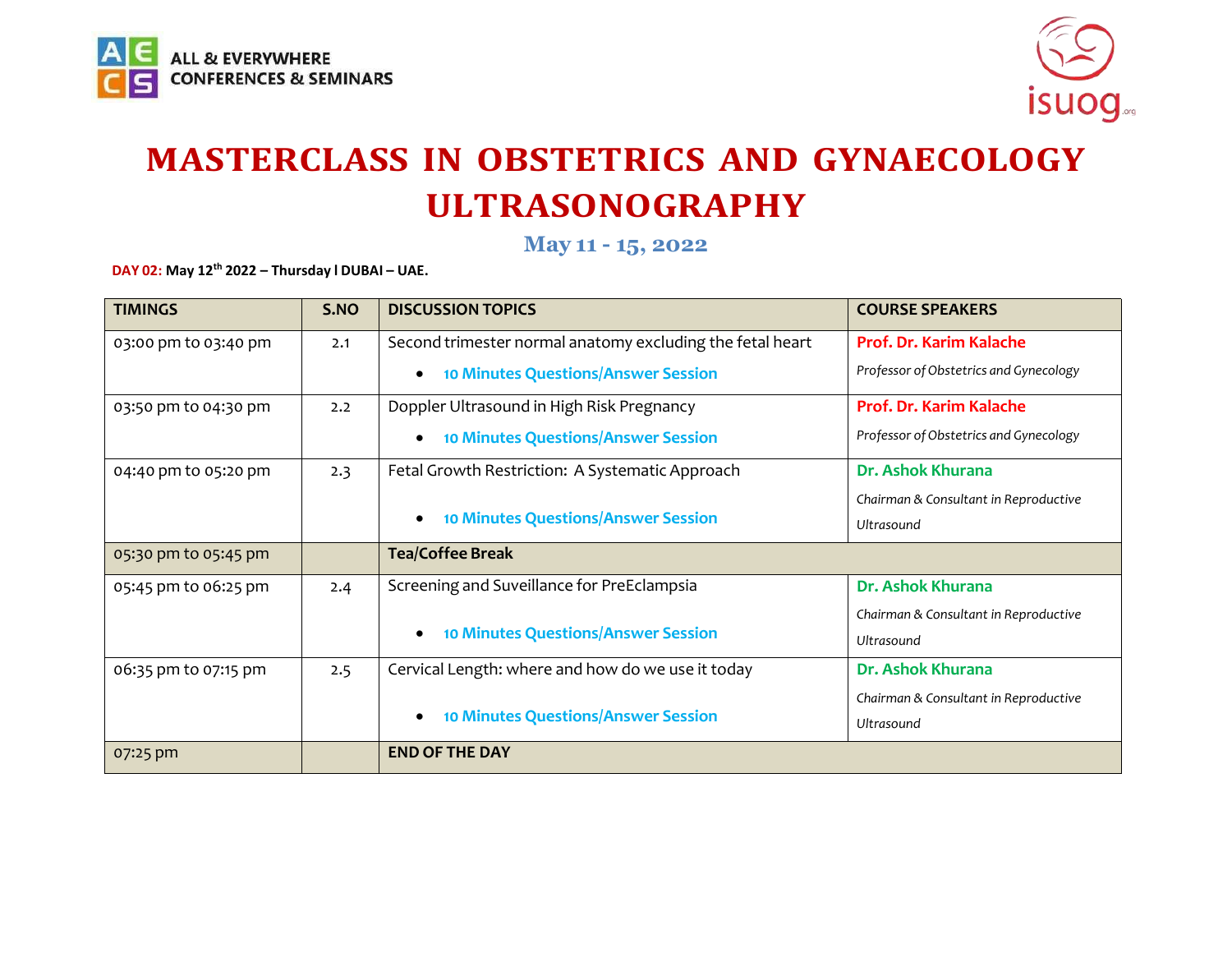ALL & EVERYWHERE CONFERENCES & SEMINARS

isuog.org

# MASTERCLASS IN OBSTETRICS AND GYNAECOLOGY ULTRASONOGRAPHY

## May 11 - 15, 2022

**DAY 02: May 12th 2022 – Thursday l DUBAI – UAE.**

| TIMINGS | S.NO | DISCUSSION TOPICS | COURSE SPEAKERS |
|---|---|---|---|
| 03:00 pm to 03:40 pm | 2.1 | Second trimester normal anatomy excluding the fetal heart<br>• **10 Minutes Questions/Answer Session** | **Prof. Dr. Karim Kalache**<br>*Professor of Obstetrics and Gynecology* |
| 03:50 pm to 04:30 pm | 2.2 | Doppler Ultrasound in High Risk Pregnancy<br>• **10 Minutes Questions/Answer Session** | **Prof. Dr. Karim Kalache**<br>*Professor of Obstetrics and Gynecology* |
| 04:40 pm to 05:20 pm | 2.3 | Fetal Growth Restriction: A Systematic Approach<br>• **10 Minutes Questions/Answer Session** | **Dr. Ashok Khurana**<br>*Chairman & Consultant in Reproductive Ultrasound* |
| 05:30 pm to 05:45 pm | | **Tea/Coffee Break** | |
| 05:45 pm to 06:25 pm | 2.4 | Screening and Suveillance for PreEclampsia<br>• **10 Minutes Questions/Answer Session** | **Dr. Ashok Khurana**<br>*Chairman & Consultant in Reproductive Ultrasound* |
| 06:35 pm to 07:15 pm | 2.5 | Cervical Length: where and how do we use it today<br>• **10 Minutes Questions/Answer Session** | **Dr. Ashok Khurana**<br>*Chairman & Consultant in Reproductive Ultrasound* |
| 07:25 pm | | **END OF THE DAY** | |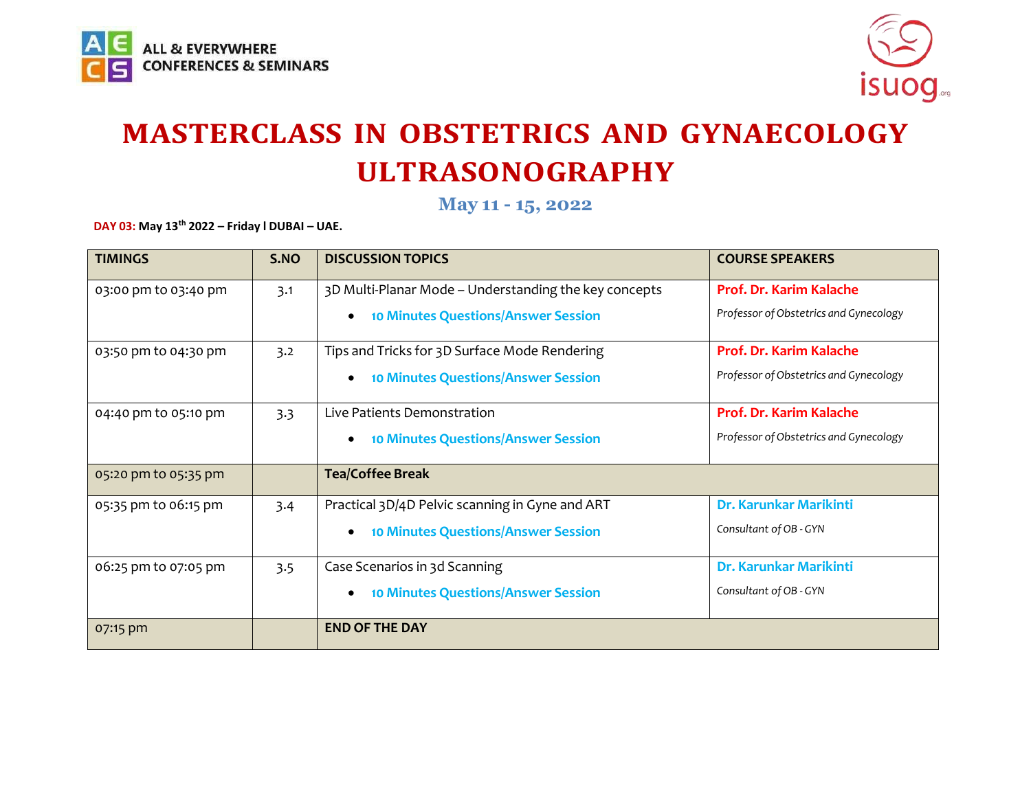ALL & EVERYWHERE CONFERENCES & SEMINARS

isuog.org

# MASTERCLASS IN OBSTETRICS AND GYNAECOLOGY ULTRASONOGRAPHY

## May 11 - 15, 2022

**DAY 03: May 13th 2022 – Friday l DUBAI – UAE.**

| TIMINGS | S.NO | DISCUSSION TOPICS | COURSE SPEAKERS |
|---|---|---|---|
| 03:00 pm to 03:40 pm | 3.1 | 3D Multi-Planar Mode – Understanding the key concepts <br>• **10 Minutes Questions/Answer Session** | **Prof. Dr. Karim Kalache** <br>*Professor of Obstetrics and Gynecology* |
| 03:50 pm to 04:30 pm | 3.2 | Tips and Tricks for 3D Surface Mode Rendering <br>• **10 Minutes Questions/Answer Session** | **Prof. Dr. Karim Kalache** <br>*Professor of Obstetrics and Gynecology* |
| 04:40 pm to 05:10 pm | 3.3 | Live Patients Demonstration <br>• **10 Minutes Questions/Answer Session** | **Prof. Dr. Karim Kalache** <br>*Professor of Obstetrics and Gynecology* |
| 05:20 pm to 05:35 pm | | **Tea/Coffee Break** | |
| 05:35 pm to 06:15 pm | 3.4 | Practical 3D/4D Pelvic scanning in Gyne and ART <br>• **10 Minutes Questions/Answer Session** | **Dr. Karunkar Marikinti** <br>*Consultant of OB - GYN* |
| 06:25 pm to 07:05 pm | 3.5 | Case Scenarios in 3d Scanning <br>• **10 Minutes Questions/Answer Session** | **Dr. Karunkar Marikinti** <br>*Consultant of OB - GYN* |
| 07:15 pm | | **END OF THE DAY** | |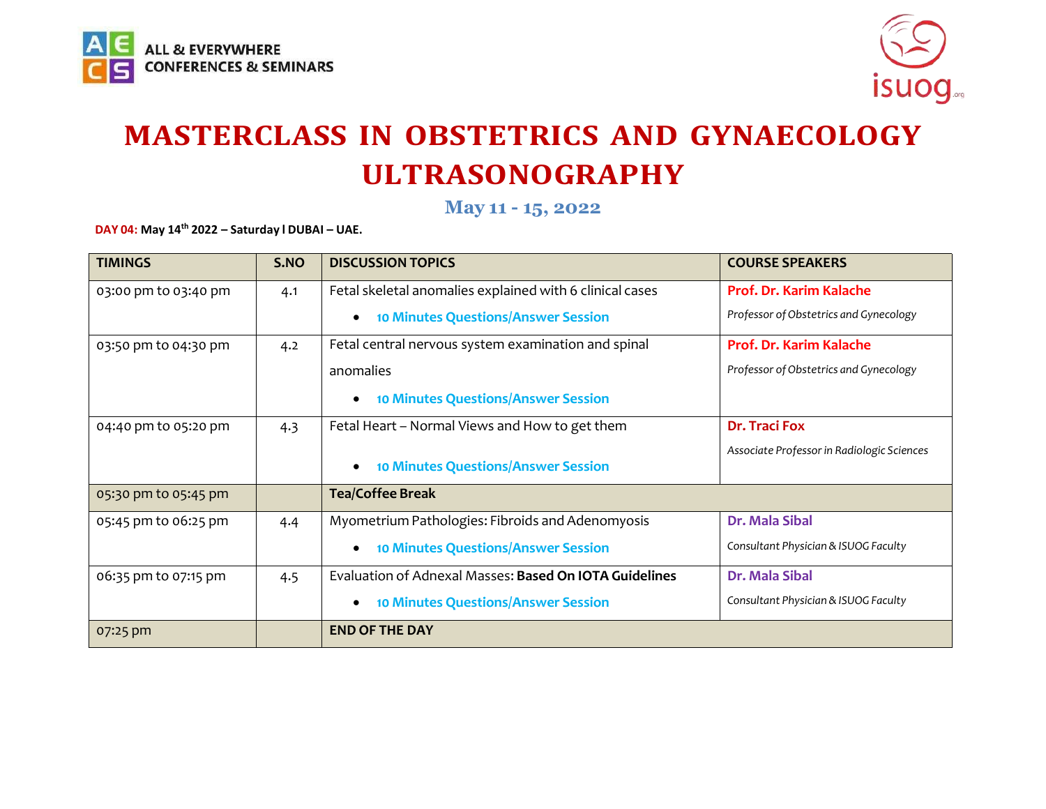ALL & EVERYWHERE CONFERENCES & SEMINARS

isuog.org

# MASTERCLASS IN OBSTETRICS AND GYNAECOLOGY ULTRASONOGRAPHY

## May 11 - 15, 2022

**DAY 04: May 14th 2022 – Saturday l DUBAI – UAE.**

| TIMINGS | S.NO | DISCUSSION TOPICS | COURSE SPEAKERS |
|---|---|---|---|
| 03:00 pm to 03:40 pm | 4.1 | Fetal skeletal anomalies explained with 6 clinical cases<br>• **10 Minutes Questions/Answer Session** | **Prof. Dr. Karim Kalache**<br>*Professor of Obstetrics and Gynecology* |
| 03:50 pm to 04:30 pm | 4.2 | Fetal central nervous system examination and spinal anomalies<br>• **10 Minutes Questions/Answer Session** | **Prof. Dr. Karim Kalache**<br>*Professor of Obstetrics and Gynecology* |
| 04:40 pm to 05:20 pm | 4.3 | Fetal Heart – Normal Views and How to get them<br>• **10 Minutes Questions/Answer Session** | **Dr. Traci Fox**<br>*Associate Professor in Radiologic Sciences* |
| 05:30 pm to 05:45 pm | | **Tea/Coffee Break** | |
| 05:45 pm to 06:25 pm | 4.4 | Myometrium Pathologies: Fibroids and Adenomyosis<br>• **10 Minutes Questions/Answer Session** | **Dr. Mala Sibal**<br>*Consultant Physician & ISUOG Faculty* |
| 06:35 pm to 07:15 pm | 4.5 | Evaluation of Adnexal Masses: **Based On IOTA Guidelines**<br>• **10 Minutes Questions/Answer Session** | **Dr. Mala Sibal**<br>*Consultant Physician & ISUOG Faculty* |
| 07:25 pm | | **END OF THE DAY** | |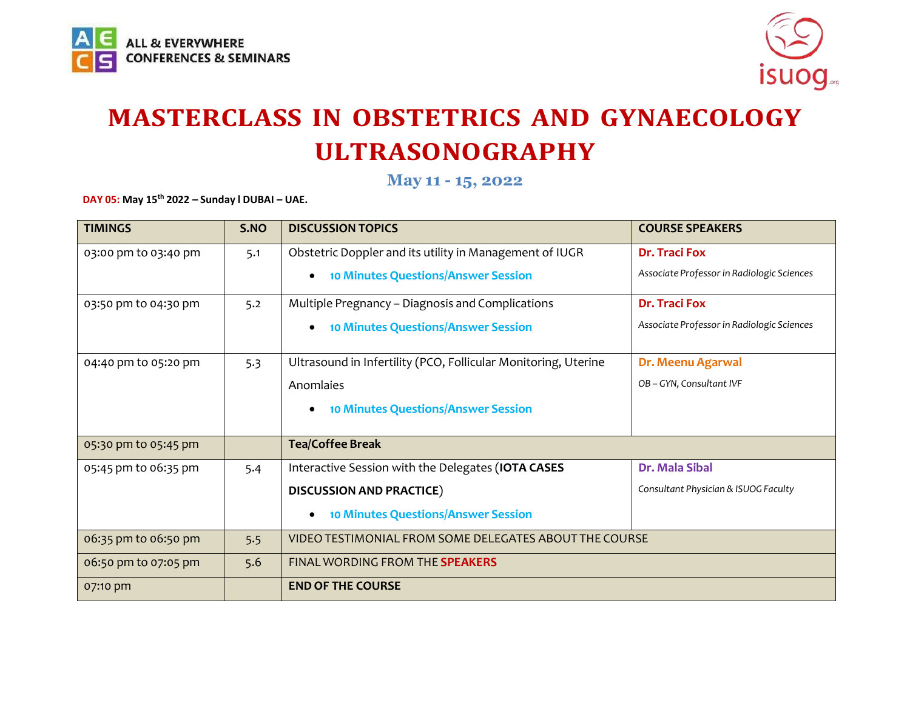ALL & EVERYWHERE CONFERENCES & SEMINARS

isuog.org

# MASTERCLASS IN OBSTETRICS AND GYNAECOLOGY ULTRASONOGRAPHY

## May 11 - 15, 2022

**DAY 05: May 15th 2022 – Sunday I DUBAI – UAE.**

| TIMINGS | S.NO | DISCUSSION TOPICS | COURSE SPEAKERS |
|---|---|---|---|
| 03:00 pm to 03:40 pm | 5.1 | Obstetric Doppler and its utility in Management of IUGR<br>• **10 Minutes Questions/Answer Session** | **Dr. Traci Fox**<br>*Associate Professor in Radiologic Sciences* |
| 03:50 pm to 04:30 pm | 5.2 | Multiple Pregnancy – Diagnosis and Complications<br>• **10 Minutes Questions/Answer Session** | **Dr. Traci Fox**<br>*Associate Professor in Radiologic Sciences* |
| 04:40 pm to 05:20 pm | 5.3 | Ultrasound in Infertility (PCO, Follicular Monitoring, Uterine Anomlaies<br>• **10 Minutes Questions/Answer Session** | **Dr. Meenu Agarwal**<br>*OB – GYN, Consultant IVF* |
| 05:30 pm to 05:45 pm | | **Tea/Coffee Break** | |
| 05:45 pm to 06:35 pm | 5.4 | Interactive Session with the Delegates (**IOTA CASES DISCUSSION AND PRACTICE**)<br>• **10 Minutes Questions/Answer Session** | **Dr. Mala Sibal**<br>*Consultant Physician & ISUOG Faculty* |
| 06:35 pm to 06:50 pm | 5.5 | VIDEO TESTIMONIAL FROM SOME DELEGATES ABOUT THE COURSE | |
| 06:50 pm to 07:05 pm | 5.6 | FINAL WORDING FROM THE **SPEAKERS** | |
| 07:10 pm | | **END OF THE COURSE** | |